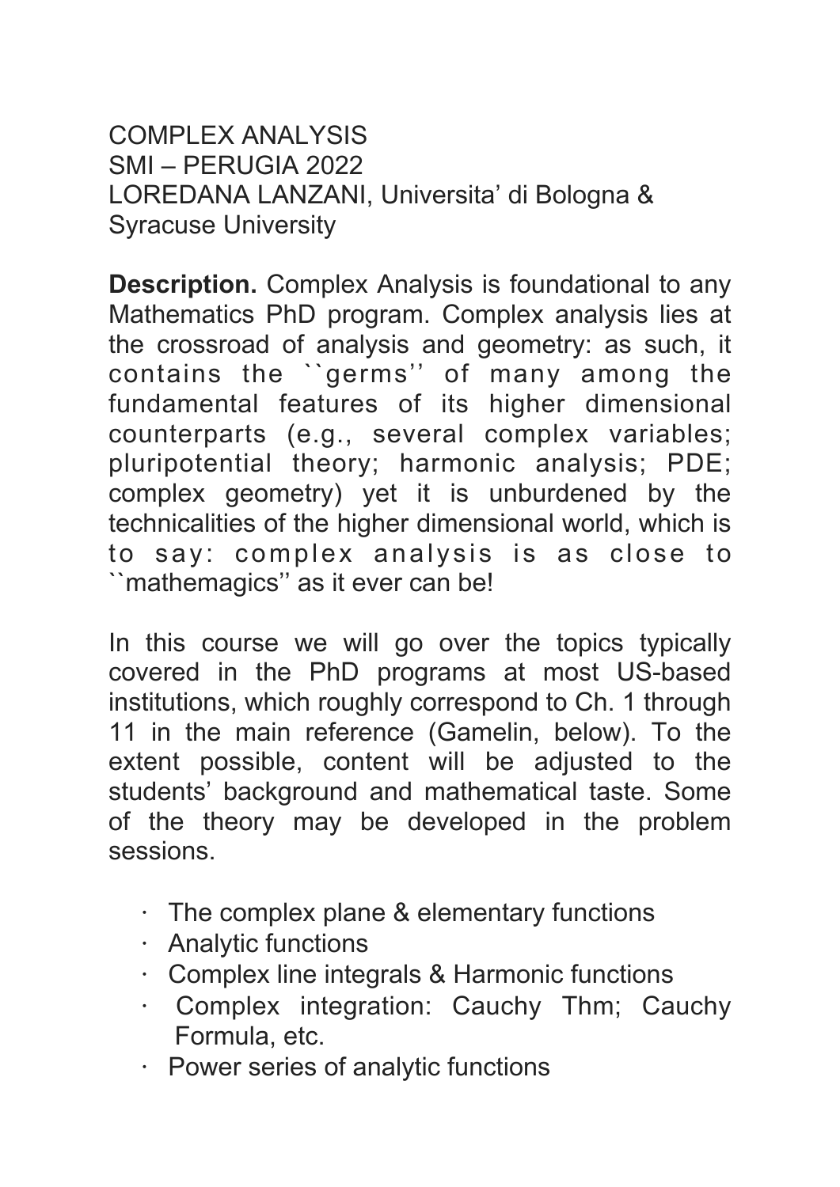COMPLEX ANALYSIS
SMI – PERUGIA 2022
LOREDANA LANZANI, Universita' di Bologna & Syracuse University

**Description.** Complex Analysis is foundational to any Mathematics PhD program. Complex analysis lies at the crossroad of analysis and geometry: as such, it contains the ``germs'' of many among the fundamental features of its higher dimensional counterparts (e.g., several complex variables; pluripotential theory; harmonic analysis; PDE; complex geometry) yet it is unburdened by the technicalities of the higher dimensional world, which is to say: complex analysis is as close to ``mathemagics'' as it ever can be!

In this course we will go over the topics typically covered in the PhD programs at most US-based institutions, which roughly correspond to Ch. 1 through 11 in the main reference (Gamelin, below). To the extent possible, content will be adjusted to the students' background and mathematical taste. Some of the theory may be developed in the problem sessions.

- The complex plane & elementary functions
- Analytic functions
- Complex line integrals & Harmonic functions
- Complex integration: Cauchy Thm; Cauchy Formula, etc.
- Power series of analytic functions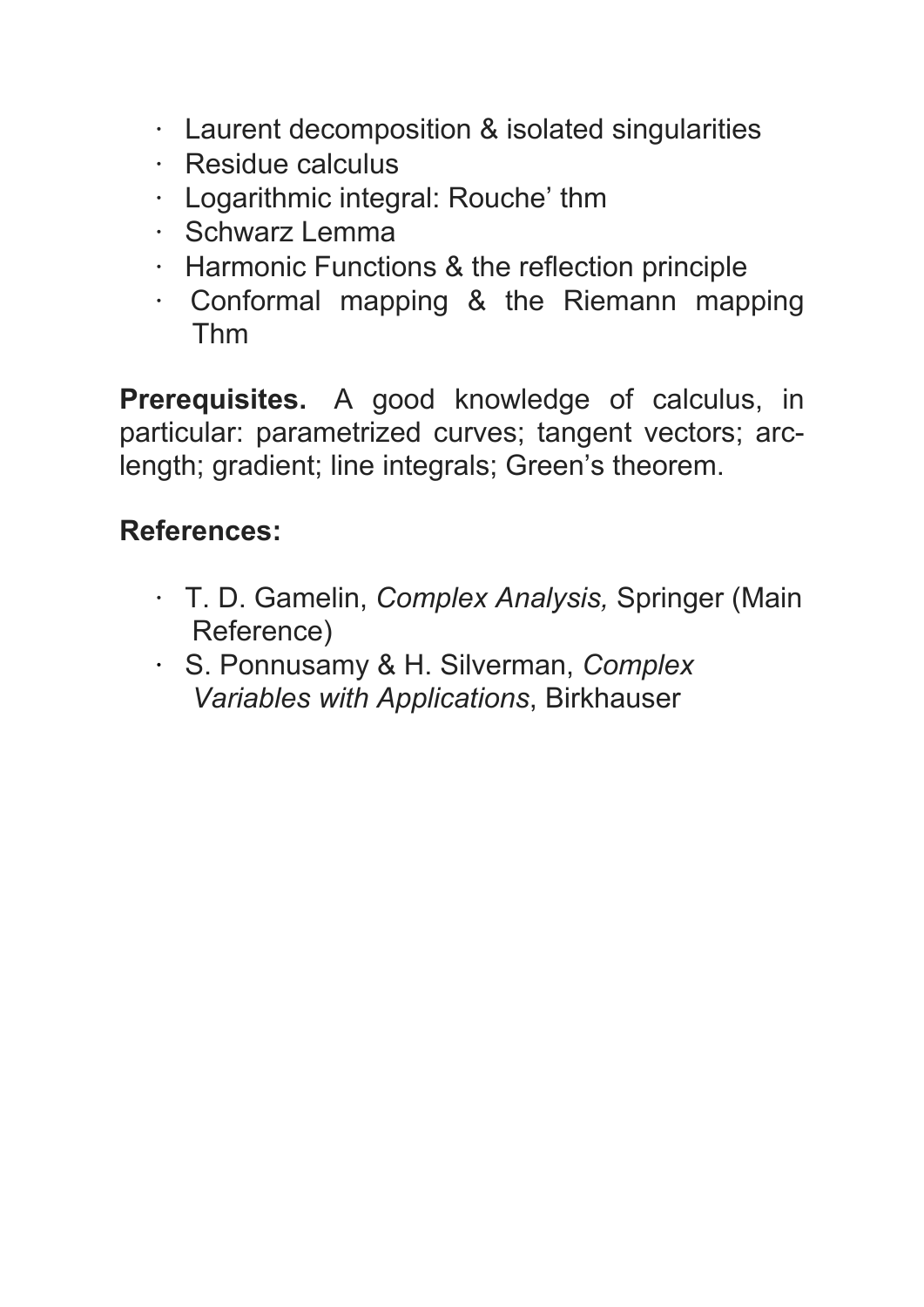- Laurent decomposition & isolated singularities
- Residue calculus
- Logarithmic integral: Rouche' thm
- Schwarz Lemma
- Harmonic Functions & the reflection principle
- Conformal mapping & the Riemann mapping Thm

**Prerequisites.** A good knowledge of calculus, in particular: parametrized curves; tangent vectors; arc-length; gradient; line integrals; Green's theorem.

**References:**

- T. D. Gamelin, *Complex Analysis,* Springer (Main Reference)
- S. Ponnusamy & H. Silverman, *Complex Variables with Applications*, Birkhauser